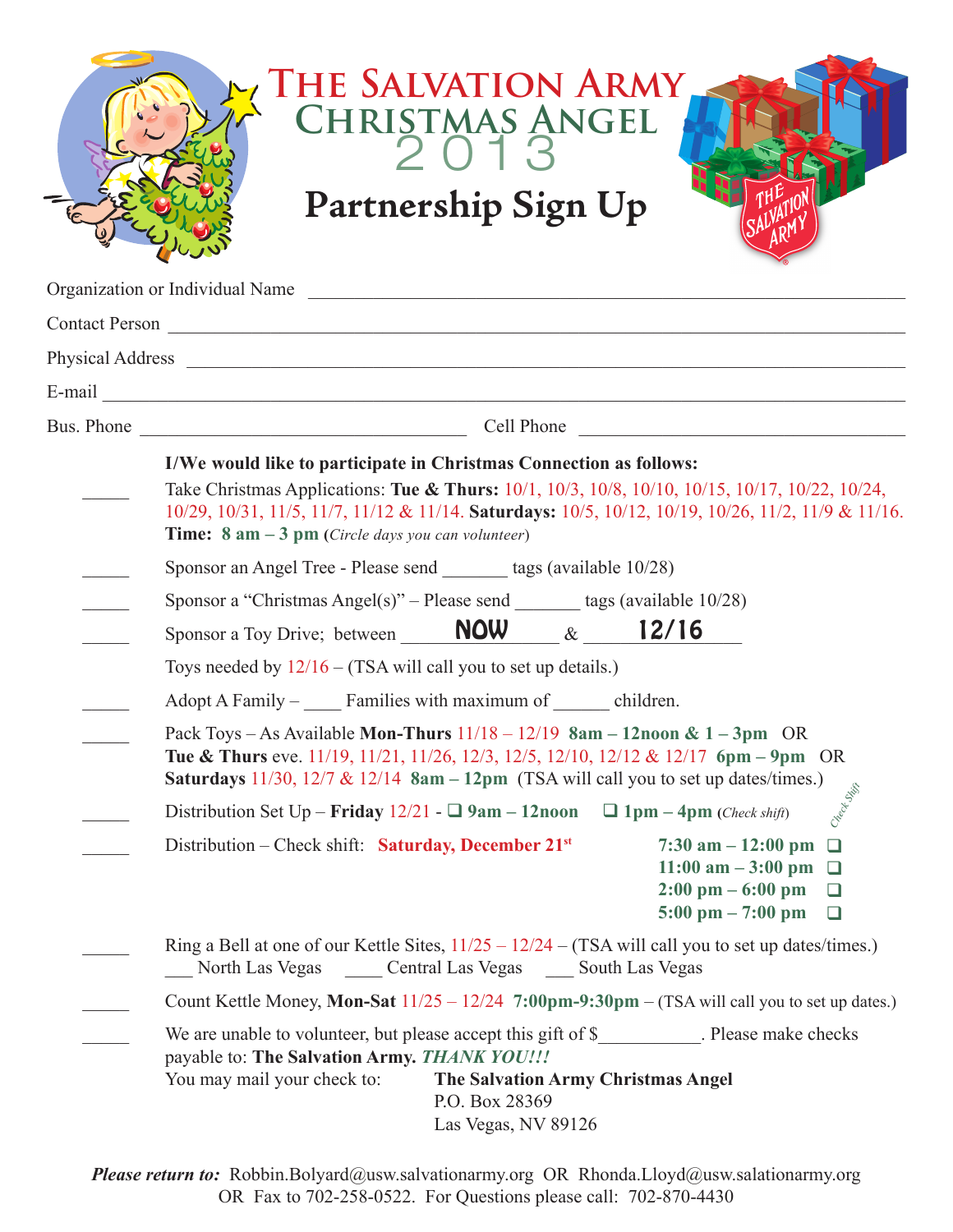# The Salvation Army
## Christmas Angel
## 2013
# Partnership Sign Up

Organization or Individual Name ______________________________

Contact Person ______________________________

Physical Address ______________________________

E-mail ______________________________

Bus. Phone ____________________ Cell Phone ____________________

**I/We would like to participate in Christmas Connection as follows:**

_____ Take Christmas Applications: **Tue & Thurs:** 10/1, 10/3, 10/8, 10/10, 10/15, 10/17, 10/22, 10/24, 10/29, 10/31, 11/5, 11/7, 11/12 & 11/14. **Saturdays:** 10/5, 10/12, 10/19, 10/26, 11/2, 11/9 & 11/16. **Time: 8 am – 3 pm** (*Circle days you can volunteer*)

_____ Sponsor an Angel Tree - Please send _______ tags (available 10/28)

_____ Sponsor a "Christmas Angel(s)" – Please send _______ tags (available 10/28)

_____ Sponsor a Toy Drive; between **NOW** & **12/16**

Toys needed by 12/16 – (TSA will call you to set up details.)

_____ Adopt A Family – ____ Families with maximum of ______ children.

_____ Pack Toys – As Available **Mon-Thurs** 11/18 – 12/19 **8am – 12noon & 1 – 3pm** OR **Tue & Thurs** eve. 11/19, 11/21, 11/26, 12/3, 12/5, 12/10, 12/12 & 12/17 **6pm – 9pm** OR **Saturdays** 11/30, 12/7 & 12/14 **8am – 12pm** (TSA will call you to set up dates/times.)

_____ Distribution Set Up – **Friday** 12/21 - ❑ **9am – 12noon** ❑ **1pm – 4pm** (*Check shift*)

_____ Distribution – Check shift: **Saturday, December 21st** *(Check Shift)*
- **7:30 am – 12:00 pm** ❑
- **11:00 am – 3:00 pm** ❑
- **2:00 pm – 6:00 pm** ❑
- **5:00 pm – 7:00 pm** ❑

_____ Ring a Bell at one of our Kettle Sites, 11/25 – 12/24 – (TSA will call you to set up dates/times.)
___ North Las Vegas ____ Central Las Vegas ___ South Las Vegas

_____ Count Kettle Money, **Mon-Sat** 11/25 – 12/24 **7:00pm-9:30pm** – (TSA will call you to set up dates.)

_____ We are unable to volunteer, but please accept this gift of $___________. Please make checks payable to: **The Salvation Army.** ***THANK YOU!!!***

You may mail your check to:
**The Salvation Army Christmas Angel**
P.O. Box 28369
Las Vegas, NV 89126

***Please return to:*** Robbin.Bolyard@usw.salvationarmy.org OR Rhonda.Lloyd@usw.salationarmy.org OR Fax to 702-258-0522. For Questions please call: 702-870-4430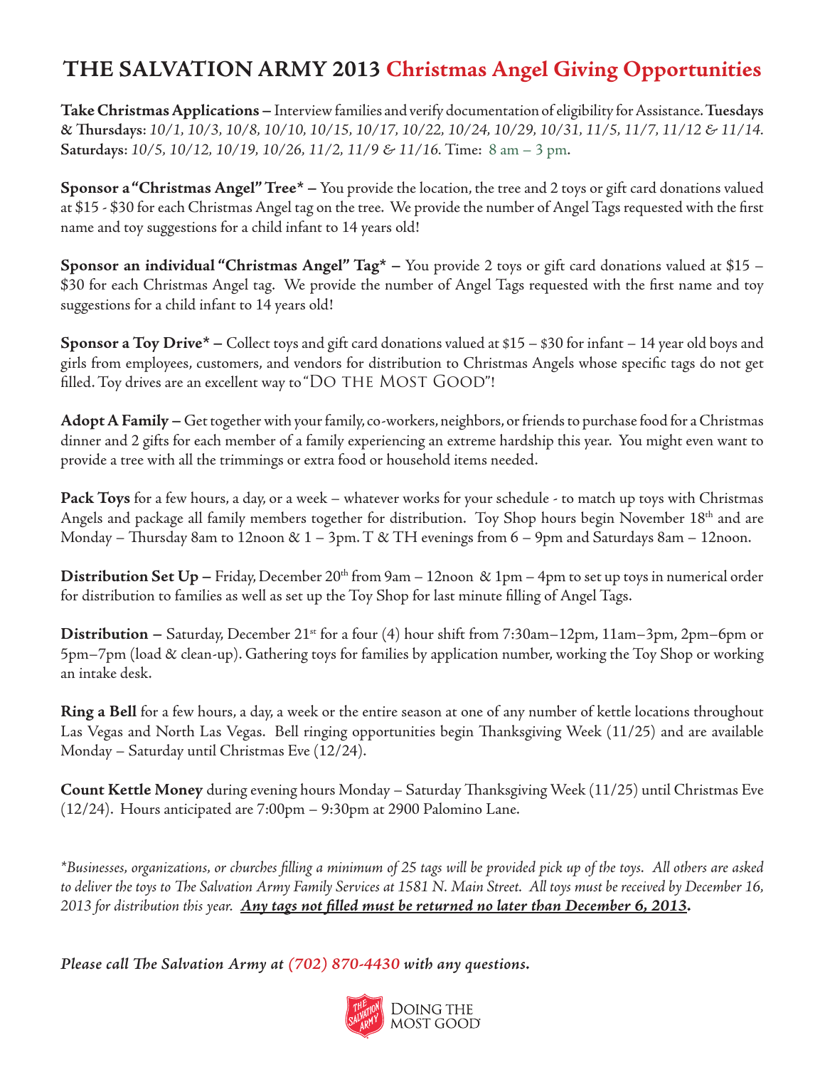# THE SALVATION ARMY 2013 Christmas Angel Giving Opportunities

**Take Christmas Applications –** Interview families and verify documentation of eligibility for Assistance. **Tuesdays & Thursdays**: *10/1, 10/3, 10/8, 10/10, 10/15, 10/17, 10/22, 10/24, 10/29, 10/31, 11/5, 11/7, 11/12 & 11/14.* **Saturdays**: *10/5, 10/12, 10/19, 10/26, 11/2, 11/9 & 11/16.* Time: 8 am – 3 pm.

**Sponsor a "Christmas Angel" Tree* –** You provide the location, the tree and 2 toys or gift card donations valued at $15 - $30 for each Christmas Angel tag on the tree. We provide the number of Angel Tags requested with the first name and toy suggestions for a child infant to 14 years old!

**Sponsor an individual "Christmas Angel" Tag* –** You provide 2 toys or gift card donations valued at $15 – $30 for each Christmas Angel tag. We provide the number of Angel Tags requested with the first name and toy suggestions for a child infant to 14 years old!

**Sponsor a Toy Drive* –** Collect toys and gift card donations valued at $15 – $30 for infant – 14 year old boys and girls from employees, customers, and vendors for distribution to Christmas Angels whose specific tags do not get filled. Toy drives are an excellent way to "DO THE MOST GOOD"!

**Adopt A Family –** Get together with your family, co-workers, neighbors, or friends to purchase food for a Christmas dinner and 2 gifts for each member of a family experiencing an extreme hardship this year. You might even want to provide a tree with all the trimmings or extra food or household items needed.

**Pack Toys** for a few hours, a day, or a week – whatever works for your schedule - to match up toys with Christmas Angels and package all family members together for distribution. Toy Shop hours begin November 18th and are Monday – Thursday 8am to 12noon & 1 – 3pm. T & TH evenings from 6 – 9pm and Saturdays 8am – 12noon.

**Distribution Set Up –** Friday, December 20th from 9am – 12noon & 1pm – 4pm to set up toys in numerical order for distribution to families as well as set up the Toy Shop for last minute filling of Angel Tags.

**Distribution –** Saturday, December 21st for a four (4) hour shift from 7:30am–12pm, 11am–3pm, 2pm–6pm or 5pm–7pm (load & clean-up). Gathering toys for families by application number, working the Toy Shop or working an intake desk.

**Ring a Bell** for a few hours, a day, a week or the entire season at one of any number of kettle locations throughout Las Vegas and North Las Vegas. Bell ringing opportunities begin Thanksgiving Week (11/25) and are available Monday – Saturday until Christmas Eve (12/24).

**Count Kettle Money** during evening hours Monday – Saturday Thanksgiving Week (11/25) until Christmas Eve (12/24). Hours anticipated are 7:00pm – 9:30pm at 2900 Palomino Lane.

*\*Businesses, organizations, or churches filling a minimum of 25 tags will be provided pick up of the toys. All others are asked to deliver the toys to The Salvation Army Family Services at 1581 N. Main Street. All toys must be received by December 16, 2013 for distribution this year.* ***<u>Any tags not filled must be returned no later than December 6, 2013</u>.***

***Please call The Salvation Army at (702) 870-4430 with any questions.***

DOING THE MOST GOOD